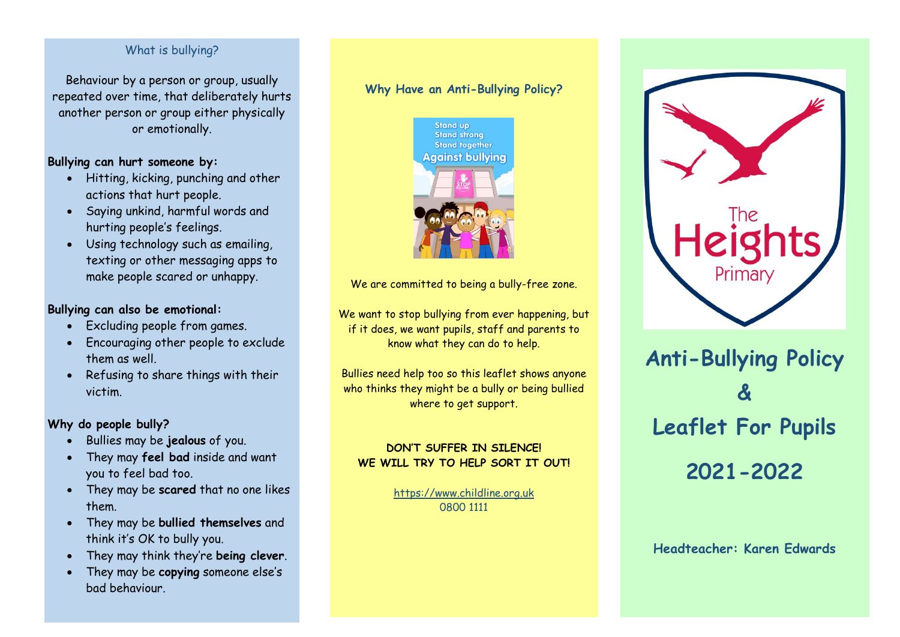## What is bullying?

Behaviour by a person or group, usually repeated over time, that deliberately hurts another person or group either physically or emotionally.

**Bullying can hurt someone by:**

- Hitting, kicking, punching and other actions that hurt people.
- Saying unkind, harmful words and hurting people's feelings.
- Using technology such as emailing, texting or other messaging apps to make people scared or unhappy.

**Bullying can also be emotional:**

- Excluding people from games.
- Encouraging other people to exclude them as well.
- Refusing to share things with their victim.

**Why do people bully?**

- Bullies may be **jealous** of you.
- They may **feel bad** inside and want you to feel bad too.
- They may be **scared** that no one likes them.
- They may be **bullied themselves** and think it's OK to bully you.
- They may think they're **being clever**.
- They may be **copying** someone else's bad behaviour.

## Why Have an Anti-Bullying Policy?

Stand up
Stand strong
Stand together
Against bullying

We are committed to being a bully-free zone.

We want to stop bullying from ever happening, but if it does, we want pupils, staff and parents to know what they can do to help.

Bullies need help too so this leaflet shows anyone who thinks they might be a bully or being bullied where to get support.

**DON'T SUFFER IN SILENCE!**
**WE WILL TRY TO HELP SORT IT OUT!**

https://www.childline.org.uk
0800 1111

The Heights Primary

# Anti-Bullying Policy & Leaflet For Pupils

# 2021-2022

**Headteacher: Karen Edwards**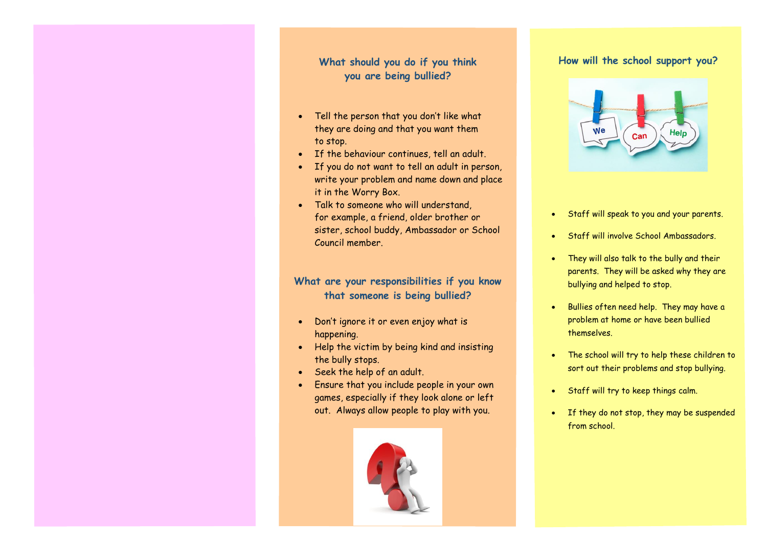## What should you do if you think you are being bullied?

- Tell the person that you don't like what they are doing and that you want them to stop.
- If the behaviour continues, tell an adult.
- If you do not want to tell an adult in person, write your problem and name down and place it in the Worry Box.
- Talk to someone who will understand, for example, a friend, older brother or sister, school buddy, Ambassador or School Council member.

## What are your responsibilities if you know that someone is being bullied?

- Don't ignore it or even enjoy what is happening.
- Help the victim by being kind and insisting the bully stops.
- Seek the help of an adult.
- Ensure that you include people in your own games, especially if they look alone or left out. Always allow people to play with you.

## How will the school support you?

- Staff will speak to you and your parents.
- Staff will involve School Ambassadors.
- They will also talk to the bully and their parents. They will be asked why they are bullying and helped to stop.
- Bullies often need help. They may have a problem at home or have been bullied themselves.
- The school will try to help these children to sort out their problems and stop bullying.
- Staff will try to keep things calm.
- If they do not stop, they may be suspended from school.